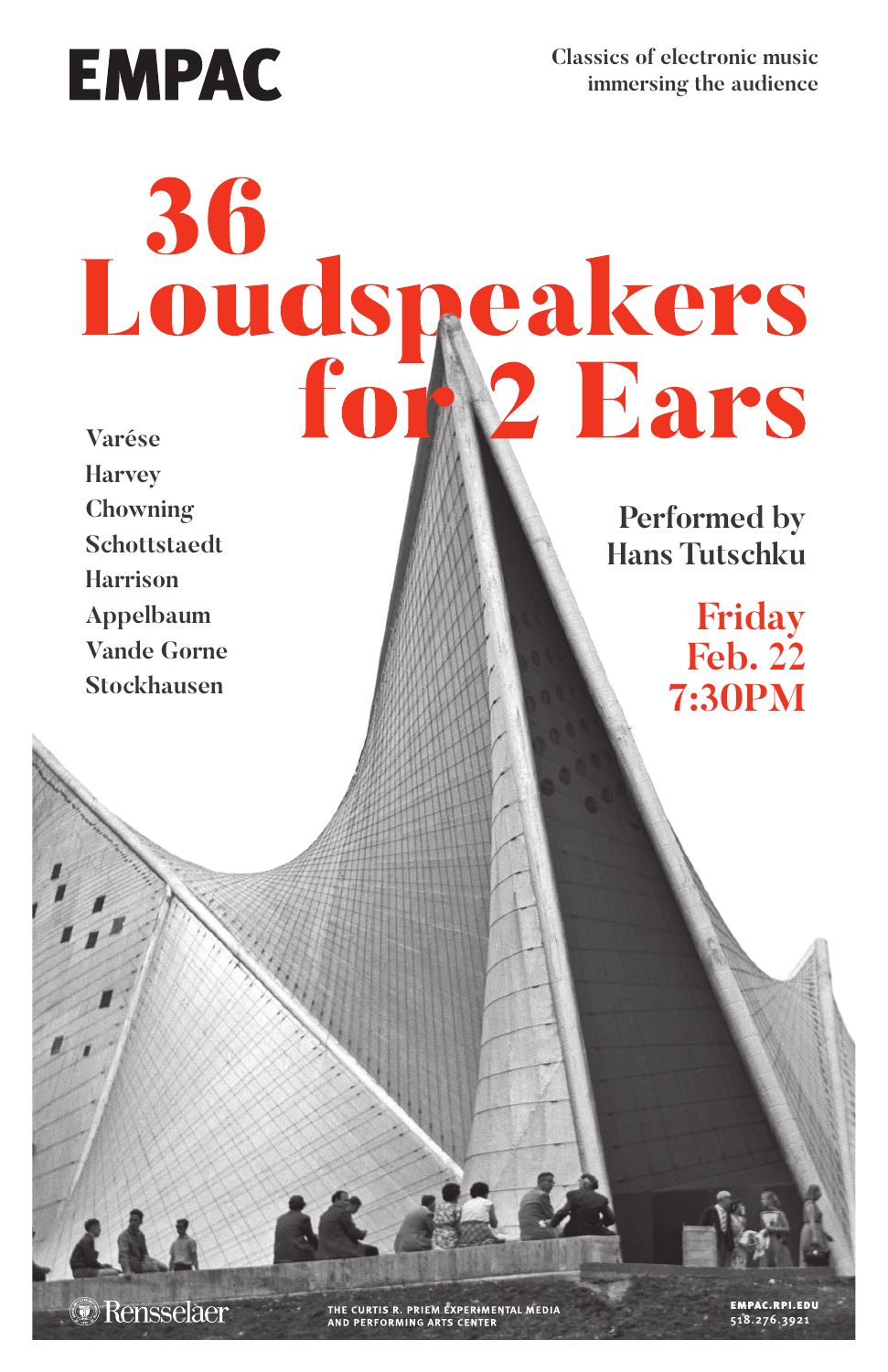# EMPAC

Classics of electronic music immersing the audience

# 36 Loudspeakers for 2 Ears

Varése
Harvey
Chowning
Schottstaedt
Harrison
Appelbaum
Vande Gorne
Stockhausen

Performed by Hans Tutschku

**Friday Feb. 22 7:30PM**

Rensselaer

THE CURTIS R. PRIEM EXPERIMENTAL MEDIA AND PERFORMING ARTS CENTER

EMPAC.RPI.EDU
518.276.3921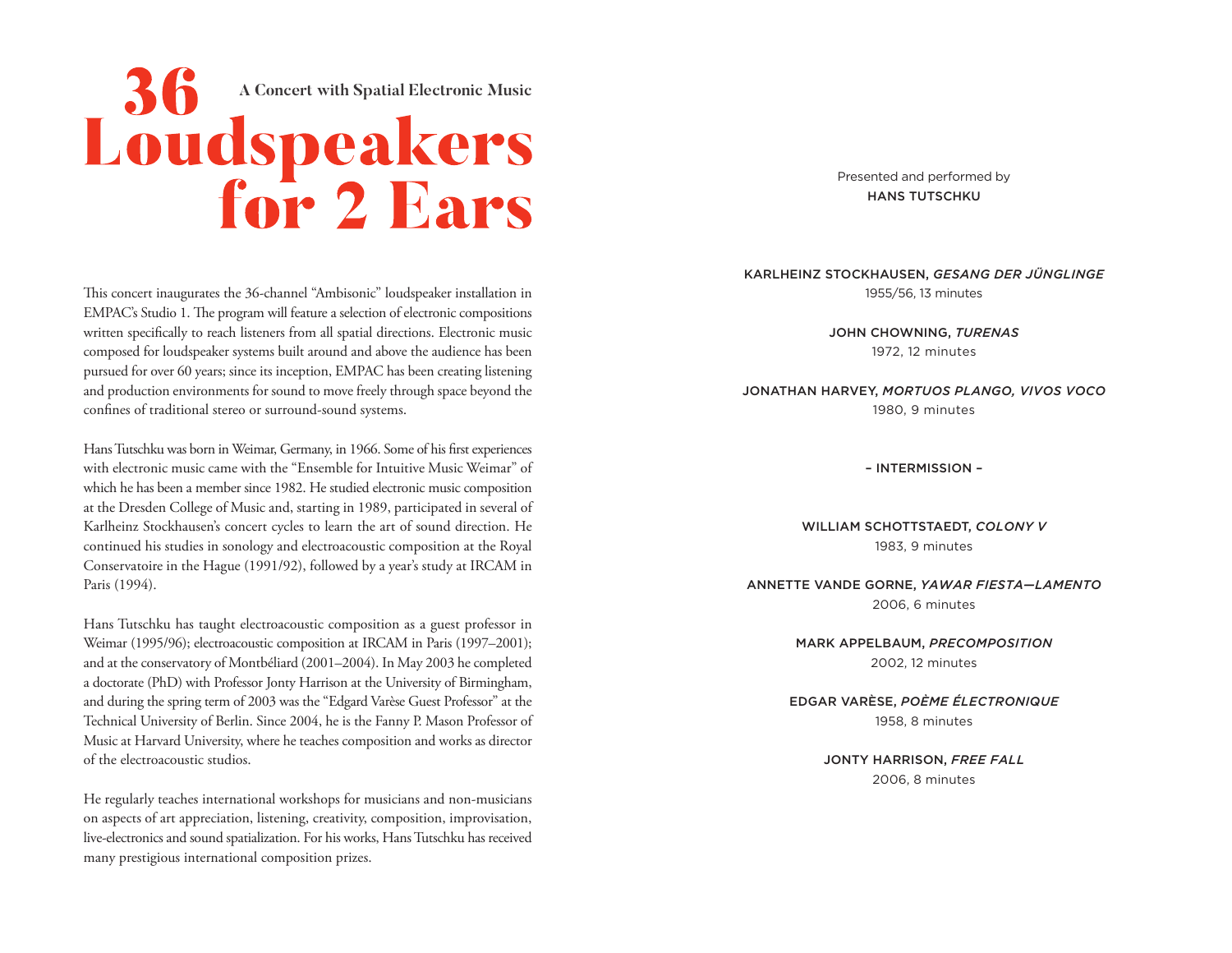# 36 Loudspeakers for 2 Ears

**A Concert with Spatial Electronic Music**

This concert inaugurates the 36-channel "Ambisonic" loudspeaker installation in EMPAC's Studio 1. The program will feature a selection of electronic compositions written specifically to reach listeners from all spatial directions. Electronic music composed for loudspeaker systems built around and above the audience has been pursued for over 60 years; since its inception, EMPAC has been creating listening and production environments for sound to move freely through space beyond the confines of traditional stereo or surround-sound systems.

Hans Tutschku was born in Weimar, Germany, in 1966. Some of his first experiences with electronic music came with the "Ensemble for Intuitive Music Weimar" of which he has been a member since 1982. He studied electronic music composition at the Dresden College of Music and, starting in 1989, participated in several of Karlheinz Stockhausen's concert cycles to learn the art of sound direction. He continued his studies in sonology and electroacoustic composition at the Royal Conservatoire in the Hague (1991/92), followed by a year's study at IRCAM in Paris (1994).

Hans Tutschku has taught electroacoustic composition as a guest professor in Weimar (1995/96); electroacoustic composition at IRCAM in Paris (1997–2001); and at the conservatory of Montbéliard (2001–2004). In May 2003 he completed a doctorate (PhD) with Professor Jonty Harrison at the University of Birmingham, and during the spring term of 2003 was the "Edgard Varèse Guest Professor" at the Technical University of Berlin. Since 2004, he is the Fanny P. Mason Professor of Music at Harvard University, where he teaches composition and works as director of the electroacoustic studios.

He regularly teaches international workshops for musicians and non-musicians on aspects of art appreciation, listening, creativity, composition, improvisation, live-electronics and sound spatialization. For his works, Hans Tutschku has received many prestigious international composition prizes.

Presented and performed by
HANS TUTSCHKU

KARLHEINZ STOCKHAUSEN, *GESANG DER JÜNGLINGE*
1955/56, 13 minutes

JOHN CHOWNING, *TURENAS*
1972, 12 minutes

JONATHAN HARVEY, *MORTUOS PLANGO, VIVOS VOCO*
1980, 9 minutes

– INTERMISSION –

WILLIAM SCHOTTSTAEDT, *COLONY V*
1983, 9 minutes

ANNETTE VANDE GORNE, *YAWAR FIESTA—LAMENTO*
2006, 6 minutes

MARK APPELBAUM, *PRECOMPOSITION*
2002, 12 minutes

EDGAR VARÈSE, *POÈME ÉLECTRONIQUE*
1958, 8 minutes

JONTY HARRISON, *FREE FALL*
2006, 8 minutes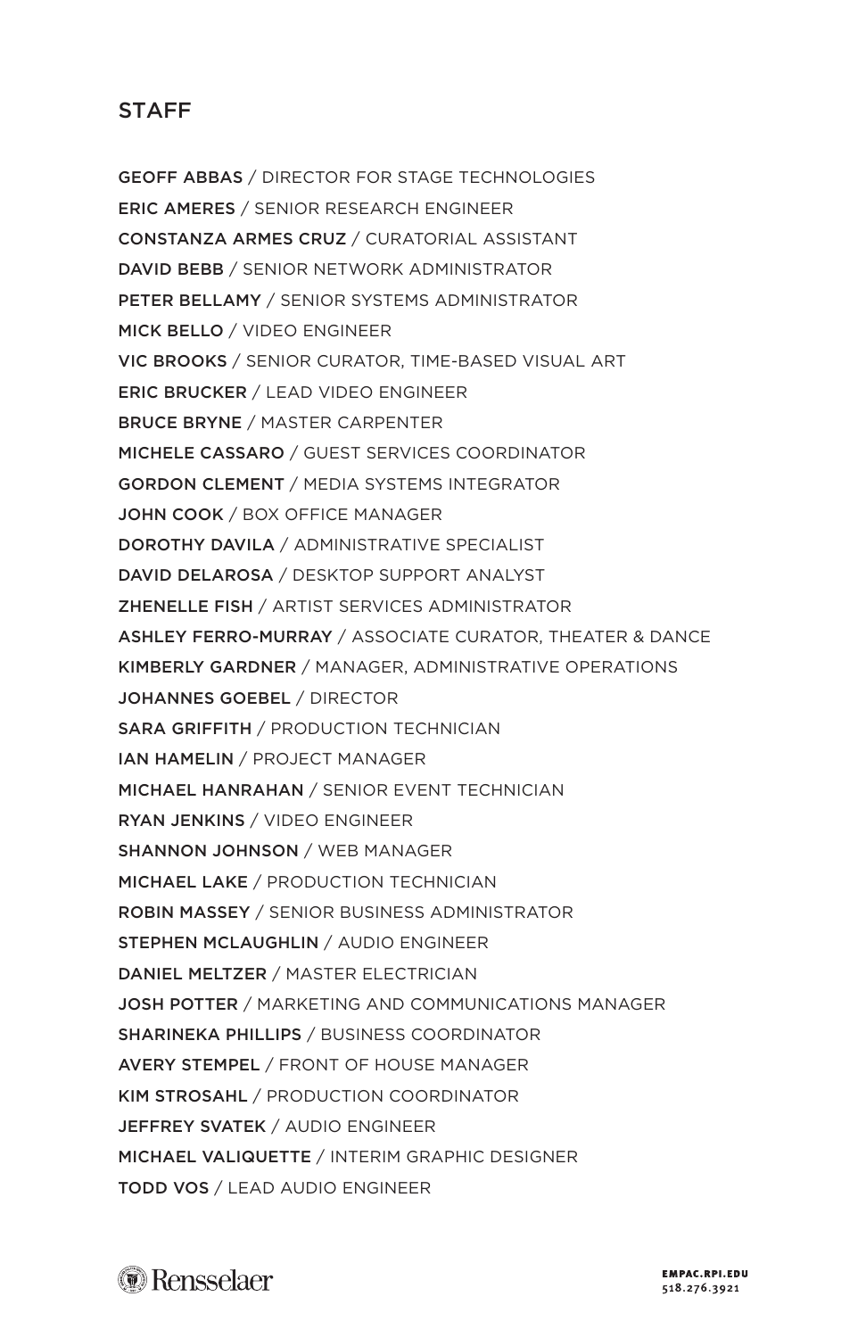## STAFF

**GEOFF ABBAS** / DIRECTOR FOR STAGE TECHNOLOGIES
**ERIC AMERES** / SENIOR RESEARCH ENGINEER
**CONSTANZA ARMES CRUZ** / CURATORIAL ASSISTANT
**DAVID BEBB** / SENIOR NETWORK ADMINISTRATOR
**PETER BELLAMY** / SENIOR SYSTEMS ADMINISTRATOR
**MICK BELLO** / VIDEO ENGINEER
**VIC BROOKS** / SENIOR CURATOR, TIME-BASED VISUAL ART
**ERIC BRUCKER** / LEAD VIDEO ENGINEER
**BRUCE BRYNE** / MASTER CARPENTER
**MICHELE CASSARO** / GUEST SERVICES COORDINATOR
**GORDON CLEMENT** / MEDIA SYSTEMS INTEGRATOR
**JOHN COOK** / BOX OFFICE MANAGER
**DOROTHY DAVILA** / ADMINISTRATIVE SPECIALIST
**DAVID DELAROSA** / DESKTOP SUPPORT ANALYST
**ZHENELLE FISH** / ARTIST SERVICES ADMINISTRATOR
**ASHLEY FERRO-MURRAY** / ASSOCIATE CURATOR, THEATER & DANCE
**KIMBERLY GARDNER** / MANAGER, ADMINISTRATIVE OPERATIONS
**JOHANNES GOEBEL** / DIRECTOR
**SARA GRIFFITH** / PRODUCTION TECHNICIAN
**IAN HAMELIN** / PROJECT MANAGER
**MICHAEL HANRAHAN** / SENIOR EVENT TECHNICIAN
**RYAN JENKINS** / VIDEO ENGINEER
**SHANNON JOHNSON** / WEB MANAGER
**MICHAEL LAKE** / PRODUCTION TECHNICIAN
**ROBIN MASSEY** / SENIOR BUSINESS ADMINISTRATOR
**STEPHEN MCLAUGHLIN** / AUDIO ENGINEER
**DANIEL MELTZER** / MASTER ELECTRICIAN
**JOSH POTTER** / MARKETING AND COMMUNICATIONS MANAGER
**SHARINEKA PHILLIPS** / BUSINESS COORDINATOR
**AVERY STEMPEL** / FRONT OF HOUSE MANAGER
**KIM STROSAHL** / PRODUCTION COORDINATOR
**JEFFREY SVATEK** / AUDIO ENGINEER
**MICHAEL VALIQUETTE** / INTERIM GRAPHIC DESIGNER
**TODD VOS** / LEAD AUDIO ENGINEER

Rensselaer

EMPAC.RPI.EDU
518.276.3921